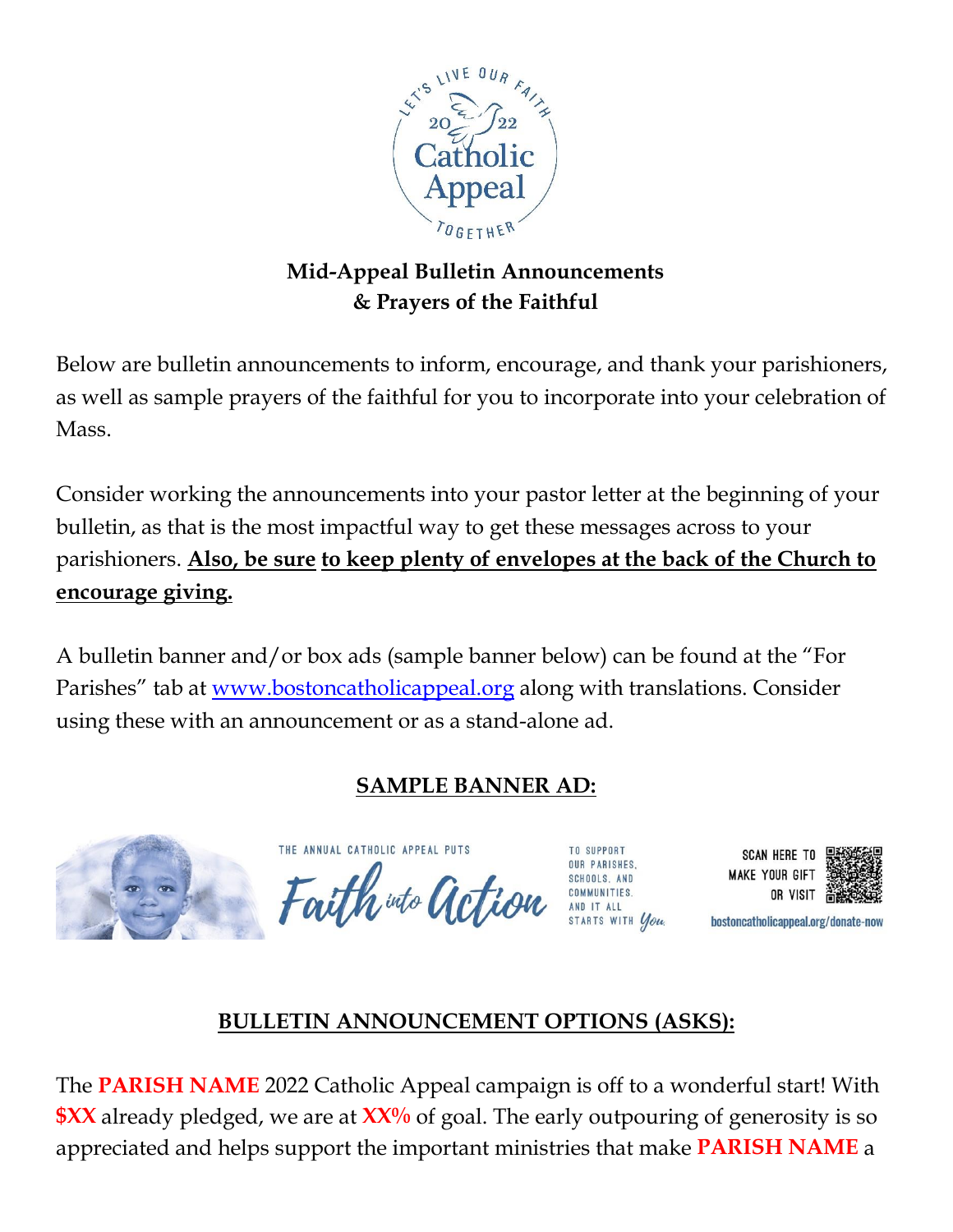## Mid-Appeal Bulletin Announcements & Prayers of the Faithful

Below are bulletin announcements to inform, encourage, and thank your parishioners, as well as sample prayers of the faithful for you to incorporate into your celebration of Mass.

Consider working the announcements into your pastor letter at the beginning of your bulletin, as that is the most impactful way to get these messages across to your parishioners. **Also, be sure to keep plenty of envelopes at the back of the Church to encourage giving.**

A bulletin banner and/or box ads (sample banner below) can be found at the "For Parishes" tab at www.bostoncatholicappeal.org along with translations. Consider using these with an announcement or as a stand-alone ad.

### SAMPLE BANNER AD:

THE ANNUAL CATHOLIC APPEAL PUTS *Faith into Action* TO SUPPORT OUR PARISHES, SCHOOLS, AND COMMUNITIES. AND IT ALL STARTS WITH *You.* SCAN HERE TO MAKE YOUR GIFT OR VISIT bostoncatholicappeal.org/donate-now

### BULLETIN ANNOUNCEMENT OPTIONS (ASKS):

The **PARISH NAME** 2022 Catholic Appeal campaign is off to a wonderful start! With **$XX** already pledged, we are at **XX%** of goal. The early outpouring of generosity is so appreciated and helps support the important ministries that make **PARISH NAME** a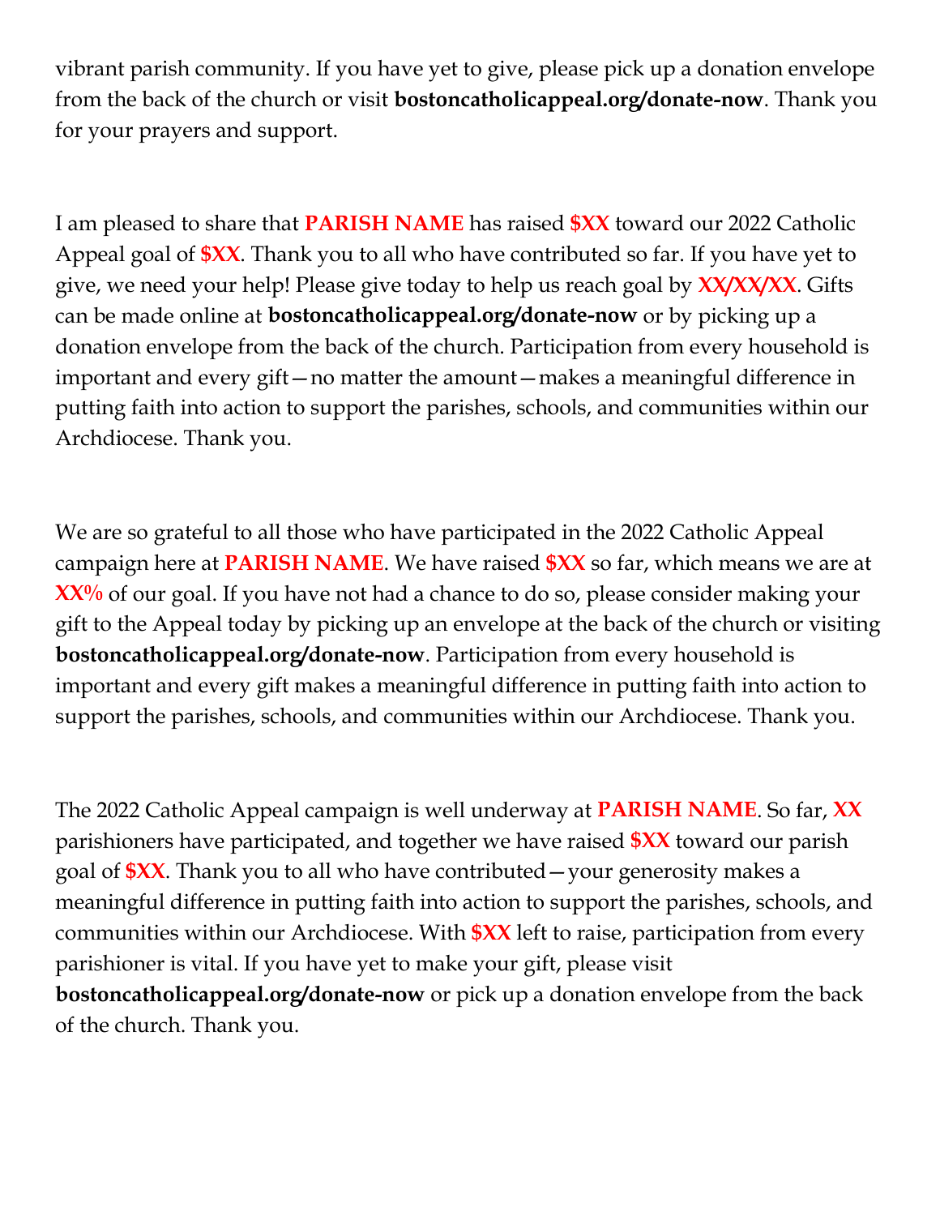vibrant parish community. If you have yet to give, please pick up a donation envelope from the back of the church or visit **bostoncatholicappeal.org/donate-now**. Thank you for your prayers and support.

I am pleased to share that **PARISH NAME** has raised **$XX** toward our 2022 Catholic Appeal goal of **$XX**. Thank you to all who have contributed so far. If you have yet to give, we need your help! Please give today to help us reach goal by **XX/XX/XX**. Gifts can be made online at **bostoncatholicappeal.org/donate-now** or by picking up a donation envelope from the back of the church. Participation from every household is important and every gift—no matter the amount—makes a meaningful difference in putting faith into action to support the parishes, schools, and communities within our Archdiocese. Thank you.

We are so grateful to all those who have participated in the 2022 Catholic Appeal campaign here at **PARISH NAME**. We have raised **$XX** so far, which means we are at **XX%** of our goal. If you have not had a chance to do so, please consider making your gift to the Appeal today by picking up an envelope at the back of the church or visiting **bostoncatholicappeal.org/donate-now**. Participation from every household is important and every gift makes a meaningful difference in putting faith into action to support the parishes, schools, and communities within our Archdiocese. Thank you.

The 2022 Catholic Appeal campaign is well underway at **PARISH NAME**. So far, **XX** parishioners have participated, and together we have raised **$XX** toward our parish goal of **$XX**. Thank you to all who have contributed—your generosity makes a meaningful difference in putting faith into action to support the parishes, schools, and communities within our Archdiocese. With **$XX** left to raise, participation from every parishioner is vital. If you have yet to make your gift, please visit **bostoncatholicappeal.org/donate-now** or pick up a donation envelope from the back of the church. Thank you.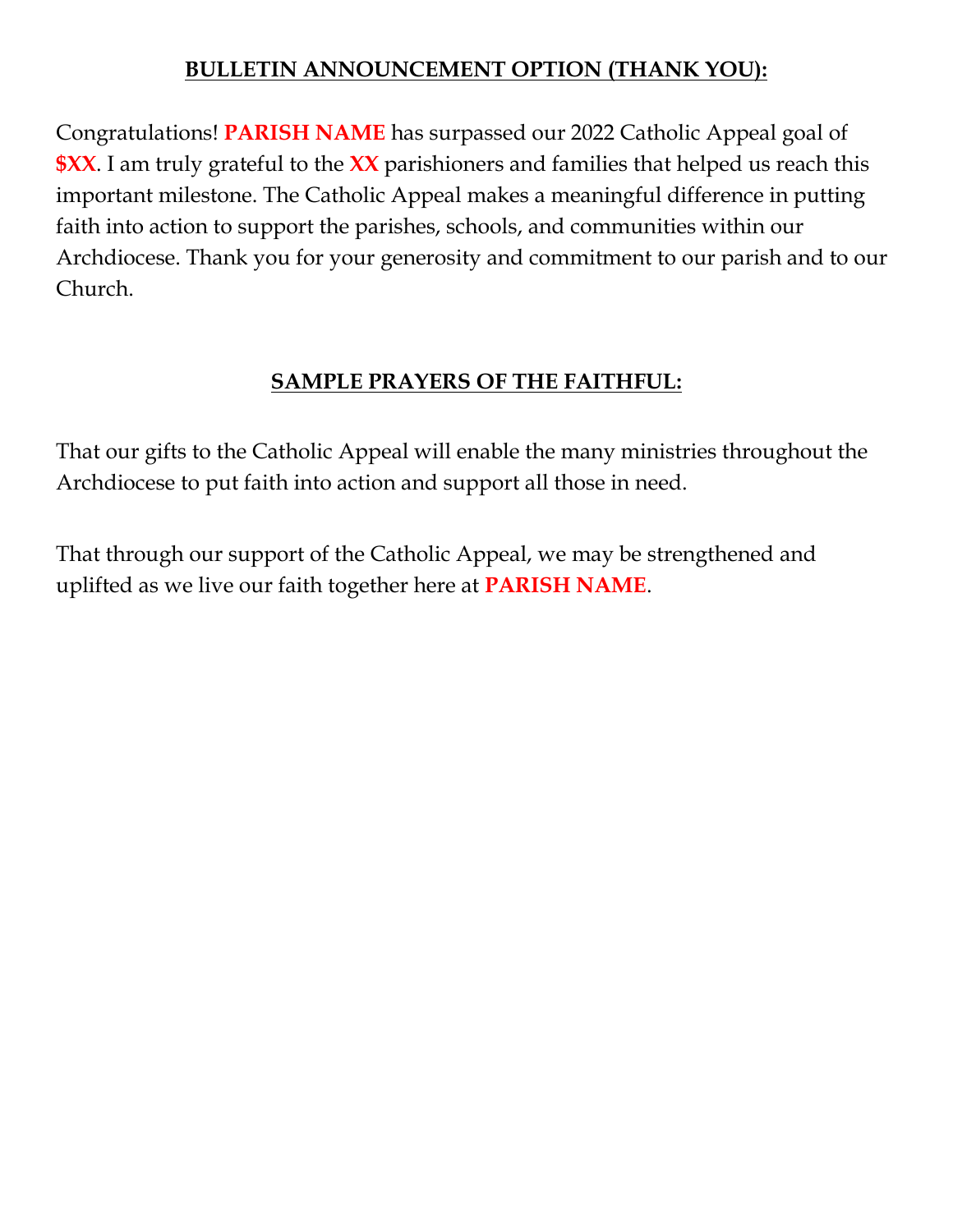## BULLETIN ANNOUNCEMENT OPTION (THANK YOU):

Congratulations! **PARISH NAME** has surpassed our 2022 Catholic Appeal goal of **$XX**. I am truly grateful to the **XX** parishioners and families that helped us reach this important milestone. The Catholic Appeal makes a meaningful difference in putting faith into action to support the parishes, schools, and communities within our Archdiocese. Thank you for your generosity and commitment to our parish and to our Church.

## SAMPLE PRAYERS OF THE FAITHFUL:

That our gifts to the Catholic Appeal will enable the many ministries throughout the Archdiocese to put faith into action and support all those in need.

That through our support of the Catholic Appeal, we may be strengthened and uplifted as we live our faith together here at **PARISH NAME**.